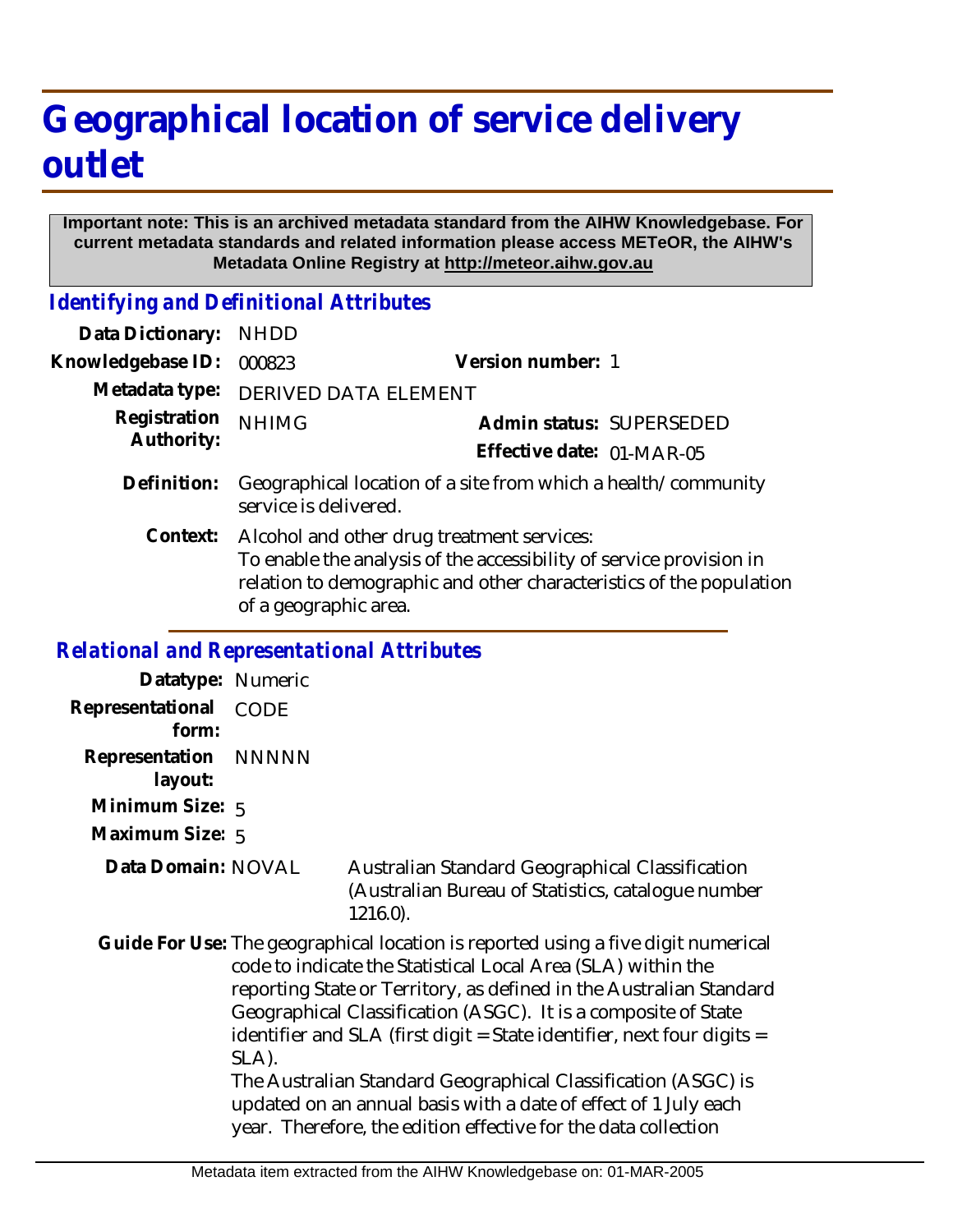# Geographical location of service delivery outlet

**Important note: This is an archived metadata standard from the AIHW Knowledgebase. For current metadata standards and related information please access METeOR, the AIHW's Metadata Online Registry at http://meteor.aihw.gov.au**

## *Identifying and Definitional Attributes*

**Data Dictionary:** NHDD

**Knowledgebase ID:** 000823 **Version number:** 1

**Metadata type:** DERIVED DATA ELEMENT

**Registration Authority:** NHIMG **Admin status:** SUPERSEDED

**Effective date:** 01-MAR-05

**Definition:** Geographical location of a site from which a health/community service is delivered.

**Context:** Alcohol and other drug treatment services:
To enable the analysis of the accessibility of service provision in relation to demographic and other characteristics of the population of a geographic area.

## *Relational and Representational Attributes*

**Datatype:** Numeric

**Representational form:** CODE

**Representation layout:** NNNNN

**Minimum Size:** 5

**Maximum Size:** 5

**Data Domain:** NOVAL Australian Standard Geographical Classification (Australian Bureau of Statistics, catalogue number 1216.0).

**Guide For Use:** The geographical location is reported using a five digit numerical code to indicate the Statistical Local Area (SLA) within the reporting State or Territory, as defined in the Australian Standard Geographical Classification (ASGC). It is a composite of State identifier and SLA (first digit = State identifier, next four digits = SLA).
The Australian Standard Geographical Classification (ASGC) is updated on an annual basis with a date of effect of 1 July each year. Therefore, the edition effective for the data collection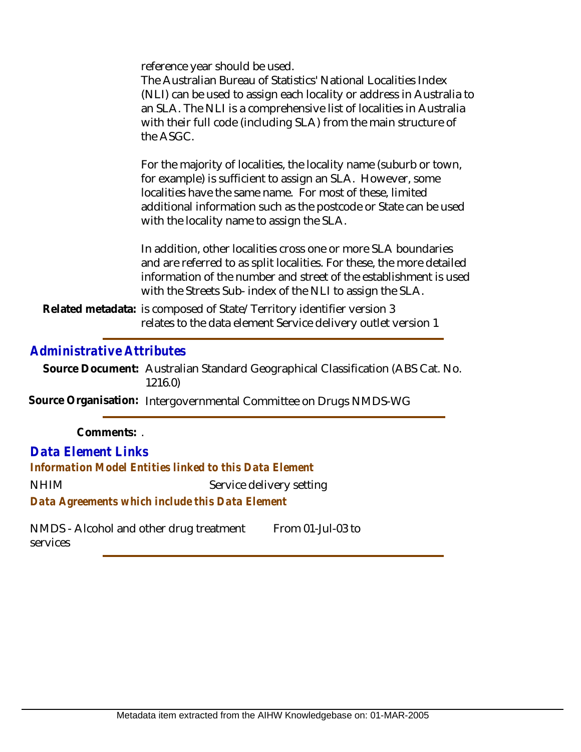reference year should be used.

The Australian Bureau of Statistics' National Localities Index (NLI) can be used to assign each locality or address in Australia to an SLA. The NLI is a comprehensive list of localities in Australia with their full code (including SLA) from the main structure of the ASGC.

For the majority of localities, the locality name (suburb or town, for example) is sufficient to assign an SLA. However, some localities have the same name. For most of these, limited additional information such as the postcode or State can be used with the locality name to assign the SLA.

In addition, other localities cross one or more SLA boundaries and are referred to as split localities. For these, the more detailed information of the number and street of the establishment is used with the Streets Sub- index of the NLI to assign the SLA.

**Related metadata:** is composed of State/Territory identifier version 3
relates to the data element Service delivery outlet version 1

## Administrative Attributes

**Source Document:** Australian Standard Geographical Classification (ABS Cat. No. 1216.0)

**Source Organisation:** Intergovernmental Committee on Drugs NMDS-WG

**Comments:** .

## Data Element Links

### Information Model Entities linked to this Data Element

NHIM Service delivery setting

### Data Agreements which include this Data Element

NMDS - Alcohol and other drug treatment services From 01-Jul-03 to